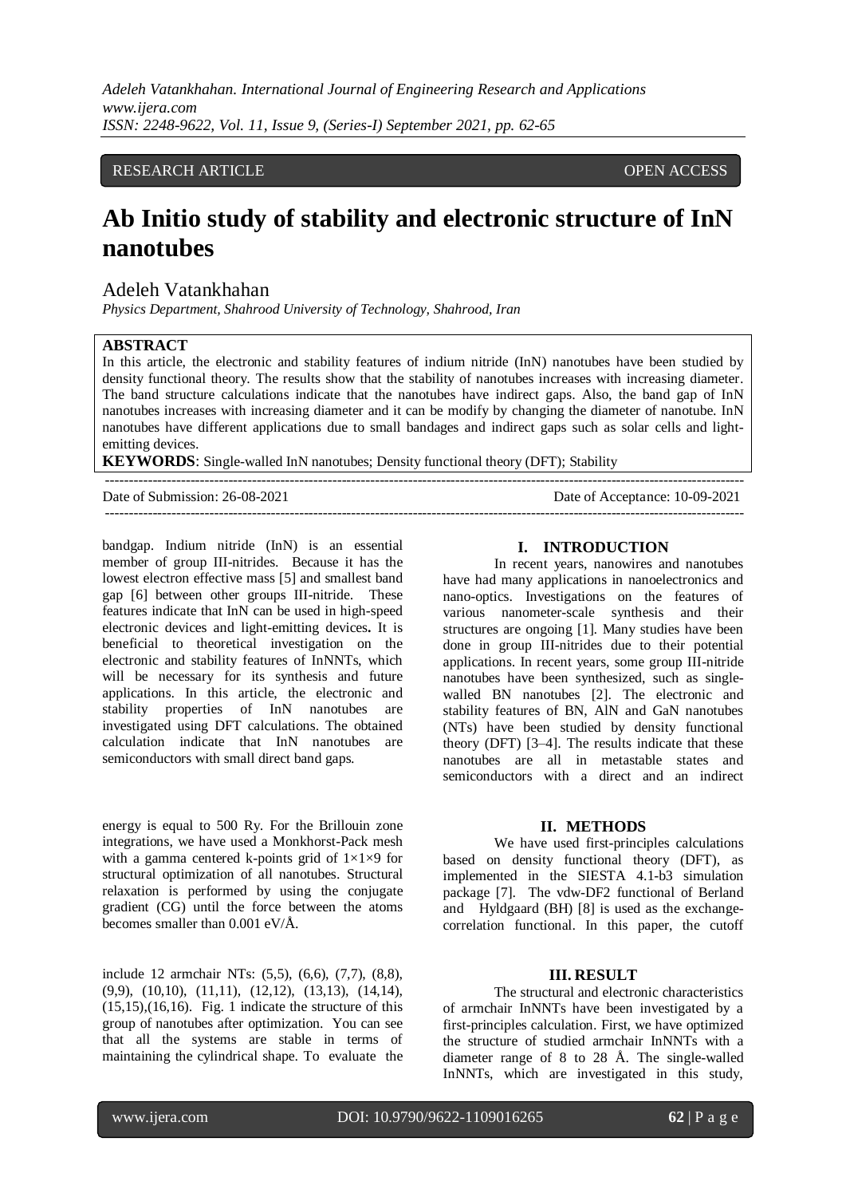# Ab Initio study of stability and electronic structure of InN nanotubes

Adeleh Vatankhahan

*Physics Department, Shahrood University of Technology, Shahrood, Iran*

**ABSTRACT**

In this article, the electronic and stability features of indium nitride (InN) nanotubes have been studied by density functional theory. The results show that the stability of nanotubes increases with increasing diameter. The band structure calculations indicate that the nanotubes have indirect gaps. Also, the band gap of InN nanotubes increases with increasing diameter and it can be modify by changing the diameter of nanotube. InN nanotubes have different applications due to small bandages and indirect gaps such as solar cells and light-emitting devices.

**KEYWORDS**: Single-walled InN nanotubes; Density functional theory (DFT); Stability

Date of Submission: 26-08-2021 Date of Acceptance: 10-09-2021

## I. INTRODUCTION

In recent years, nanowires and nanotubes have had many applications in nanoelectronics and nano-optics. Investigations on the features of various nanometer-scale synthesis and their structures are ongoing [1]. Many studies have been done in group III-nitrides due to their potential applications. In recent years, some group III-nitride nanotubes have been synthesized, such as single-walled BN nanotubes [2]. The electronic and stability features of BN, AlN and GaN nanotubes (NTs) have been studied by density functional theory (DFT) [3–4]. The results indicate that these nanotubes are all in metastable states and semiconductors with a direct and an indirect bandgap. Indium nitride (InN) is an essential member of group III-nitrides. It has the lowest electron effective mass [5] and smallest band gap [6] between other groups III-nitride. These features indicate that InN can be used in high-speed electronic devices and light-emitting devices**.** It is beneficial to theoretical investigation on the electronic and stability features of InNNTs, which will be necessary for its synthesis and future applications. In this article, the electronic and stability properties of InN nanotubes are investigated using DFT calculations. The obtained calculation indicate that InN nanotubes are semiconductors with small direct band gaps.

## II. METHODS

We have used first-principles calculations based on density functional theory (DFT), as implemented in the SIESTA 4.1-b3 simulation package [7]. The vdw-DF2 functional of Berland and Hyldgaard (BH) [8] is used as the exchange-correlation functional. In this paper, the cutoff energy is equal to 500 Ry. For the Brillouin zone integrations, we have used a Monkhorst-Pack mesh with a gamma centered k-points grid of $1\times1\times9$ for structural optimization of all nanotubes. Structural relaxation is performed by using the conjugate gradient (CG) until the force between the atoms becomes smaller than 0.001 eV/Å.

## III. RESULT

The structural and electronic characteristics of armchair InNNTs have been investigated by a first-principles calculation. First, we have optimized the structure of studied armchair InNNTs with a diameter range of 8 to 28 Å. The single-walled InNNTs, which are investigated in this study, include 12 armchair NTs: (5,5), (6,6), (7,7), (8,8), (9,9), (10,10), (11,11), (12,12), (13,13), (14,14), (15,15),(16,16). Fig. 1 indicate the structure of this group of nanotubes after optimization. You can see that all the systems are stable in terms of maintaining the cylindrical shape. To evaluate the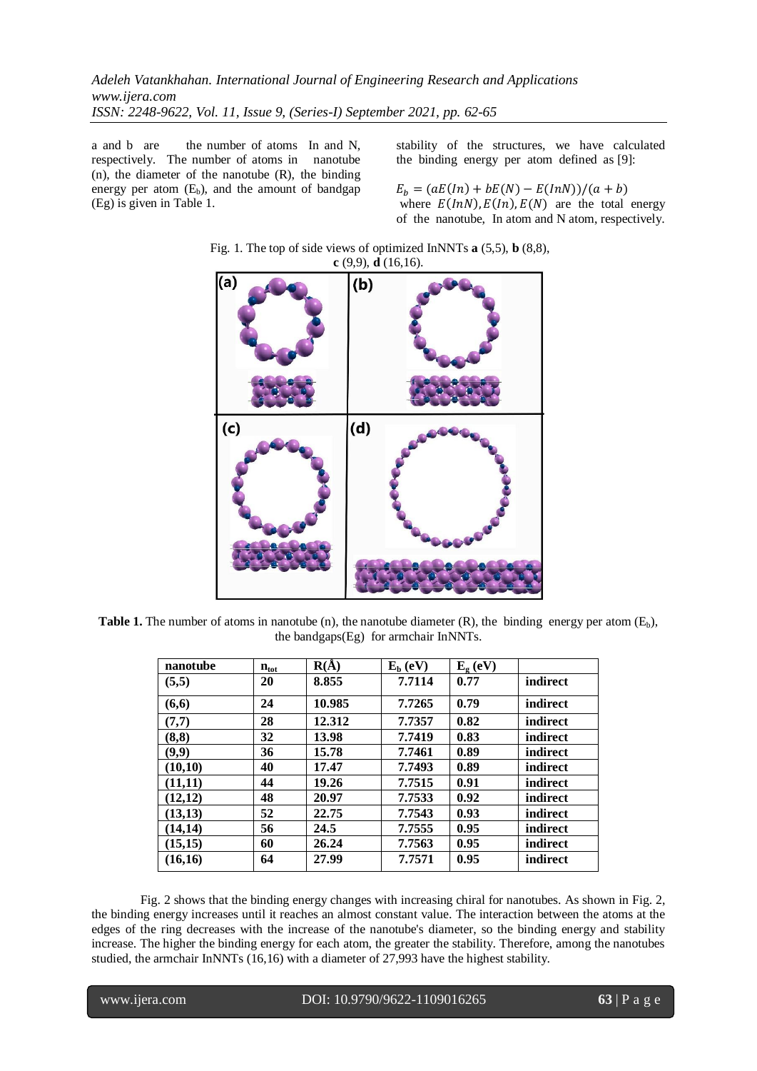a and b are the number of atoms In and N, respectively. The number of atoms in nanotube (n), the diameter of the nanotube (R), the binding energy per atom ($E_b$), and the amount of bandgap (Eg) is given in Table 1.

stability of the structures, we have calculated the binding energy per atom defined as [9]:

$$E_b = (aE(In) + bE(N) - E(InN))/(a + b)$$

where $E(InN), E(In), E(N)$ are the total energy of the nanotube, In atom and N atom, respectively.

Fig. 1. The top of side views of optimized InNNTs **a** (5,5), **b** (8,8), **c** (9,9), **d** (16,16).

**Table 1.** The number of atoms in nanotube (n), the nanotube diameter (R), the binding energy per atom ($E_b$), the bandgaps(Eg) for armchair InNNTs.

| nanotube | $n_{tot}$ | R(Å) | $E_b$ (eV) | $E_g$ (eV) | |
|---|---|---|---|---|---|
| (5,5) | 20 | 8.855 | 7.7114 | 0.77 | indirect |
| (6,6) | 24 | 10.985 | 7.7265 | 0.79 | indirect |
| (7,7) | 28 | 12.312 | 7.7357 | 0.82 | indirect |
| (8,8) | 32 | 13.98 | 7.7419 | 0.83 | indirect |
| (9,9) | 36 | 15.78 | 7.7461 | 0.89 | indirect |
| (10,10) | 40 | 17.47 | 7.7493 | 0.89 | indirect |
| (11,11) | 44 | 19.26 | 7.7515 | 0.91 | indirect |
| (12,12) | 48 | 20.97 | 7.7533 | 0.92 | indirect |
| (13,13) | 52 | 22.75 | 7.7543 | 0.93 | indirect |
| (14,14) | 56 | 24.5 | 7.7555 | 0.95 | indirect |
| (15,15) | 60 | 26.24 | 7.7563 | 0.95 | indirect |
| (16,16) | 64 | 27.99 | 7.7571 | 0.95 | indirect |

Fig. 2 shows that the binding energy changes with increasing chiral for nanotubes. As shown in Fig. 2, the binding energy increases until it reaches an almost constant value. The interaction between the atoms at the edges of the ring decreases with the increase of the nanotube's diameter, so the binding energy and stability increase. The higher the binding energy for each atom, the greater the stability. Therefore, among the nanotubes studied, the armchair InNNTs (16,16) with a diameter of 27,993 have the highest stability.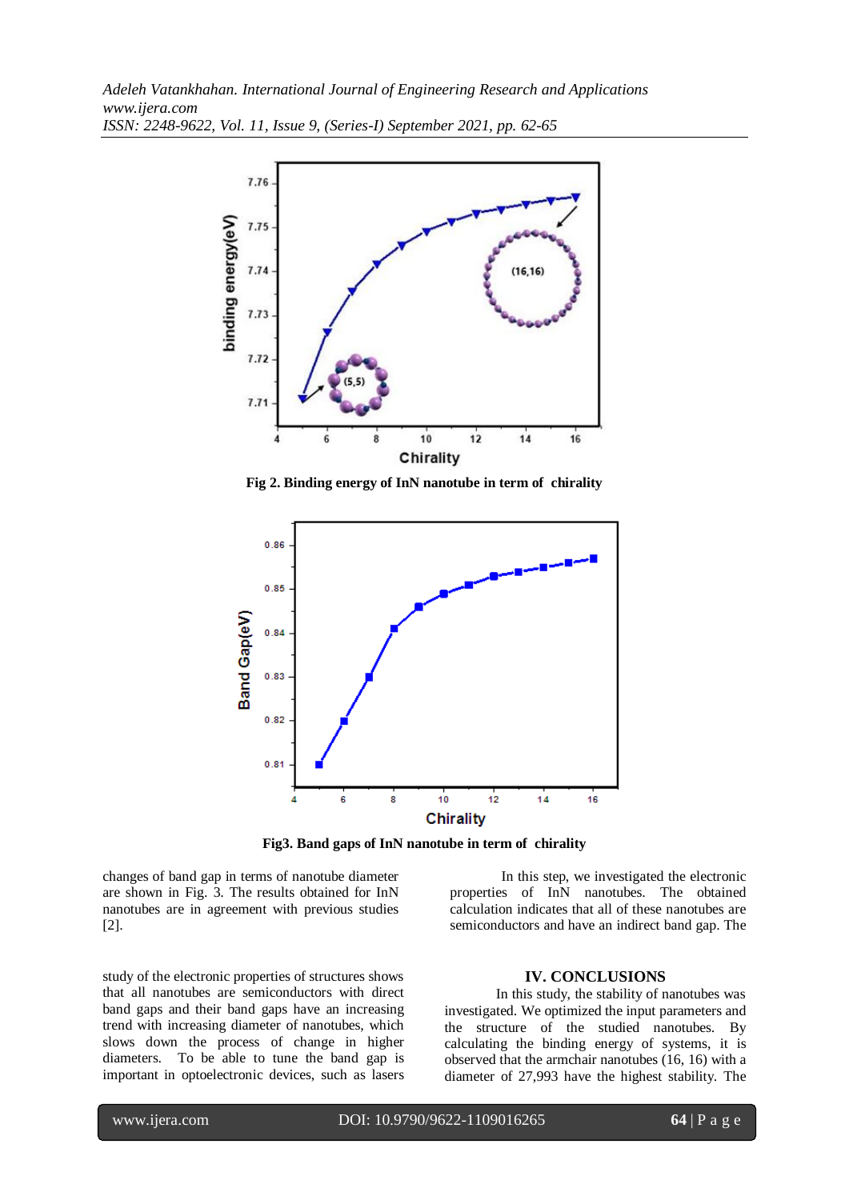Fig 2. Binding energy of InN nanotube in term of chirality

Fig3. Band gaps of InN nanotube in term of chirality

changes of band gap in terms of nanotube diameter are shown in Fig. 3. The results obtained for InN nanotubes are in agreement with previous studies [2].

In this step, we investigated the electronic properties of InN nanotubes. The obtained calculation indicates that all of these nanotubes are semiconductors and have an indirect band gap. The study of the electronic properties of structures shows that all nanotubes are semiconductors with direct band gaps and their band gaps have an increasing trend with increasing diameter of nanotubes, which slows down the process of change in higher diameters. To be able to tune the band gap is important in optoelectronic devices, such as lasers

## IV. CONCLUSIONS

In this study, the stability of nanotubes was investigated. We optimized the input parameters and the structure of the studied nanotubes. By calculating the binding energy of systems, it is observed that the armchair nanotubes (16, 16) with a diameter of 27,993 have the highest stability. The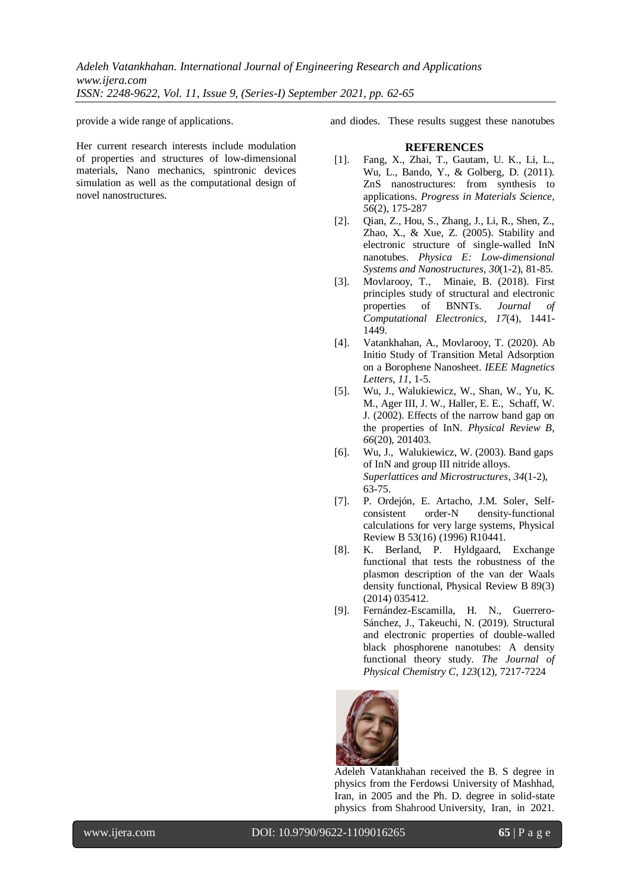and diodes. These results suggest these nanotubes provide a wide range of applications.

## REFERENCES

[1]. Fang, X., Zhai, T., Gautam, U. K., Li, L., Wu, L., Bando, Y., & Golberg, D. (2011). ZnS nanostructures: from synthesis to applications. *Progress in Materials Science*, *56*(2), 175-287

[2]. Qian, Z., Hou, S., Zhang, J., Li, R., Shen, Z., Zhao, X., & Xue, Z. (2005). Stability and electronic structure of single-walled InN nanotubes. *Physica E: Low-dimensional Systems and Nanostructures*, *30*(1-2), 81-85.

[3]. Movlarooy, T., Minaie, B. (2018). First principles study of structural and electronic properties of BNNTs. *Journal of Computational Electronics*, *17*(4), 1441-1449.

[4]. Vatankhahan, A., Movlarooy, T. (2020). Ab Initio Study of Transition Metal Adsorption on a Borophene Nanosheet. *IEEE Magnetics Letters*, *11*, 1-5.

[5]. Wu, J., Walukiewicz, W., Shan, W., Yu, K. M., Ager III, J. W., Haller, E. E., Schaff, W. J. (2002). Effects of the narrow band gap on the properties of InN. *Physical Review B*, *66*(20), 201403.

[6]. Wu, J., Walukiewicz, W. (2003). Band gaps of InN and group III nitride alloys. *Superlattices and Microstructures*, *34*(1-2), 63-75.

[7]. P. Ordejón, E. Artacho, J.M. Soler, Self-consistent order-N density-functional calculations for very large systems, Physical Review B 53(16) (1996) R10441.

[8]. K. Berland, P. Hyldgaard, Exchange functional that tests the robustness of the plasmon description of the van der Waals density functional, Physical Review B 89(3) (2014) 035412.

[9]. Fernández-Escamilla, H. N., Guerrero-Sánchez, J., Takeuchi, N. (2019). Structural and electronic properties of double-walled black phosphorene nanotubes: A density functional theory study. *The Journal of Physical Chemistry C*, *123*(12), 7217-7224

Adeleh Vatankhahan received the B. S degree in physics from the Ferdowsi University of Mashhad, Iran, in 2005 and the Ph. D. degree in solid-state physics from Shahrood University, Iran, in 2021. Her current research interests include modulation of properties and structures of low-dimensional materials, Nano mechanics, spintronic devices simulation as well as the computational design of novel nanostructures.